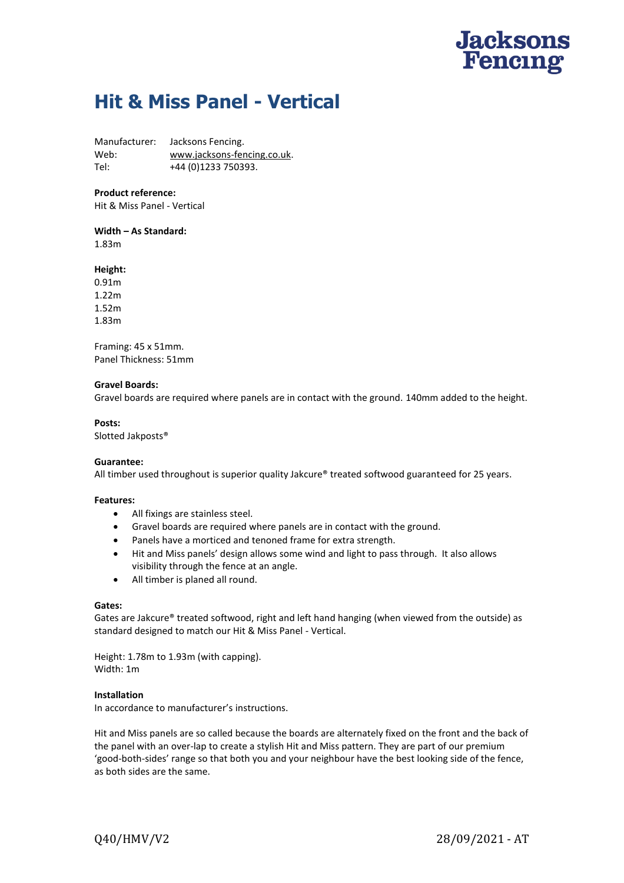Jacksons Fencing

# Hit & Miss Panel - Vertical

Manufacturer: Jacksons Fencing.
Web: www.jacksons-fencing.co.uk.
Tel: +44 (0)1233 750393.

**Product reference:**
Hit & Miss Panel - Vertical

**Width – As Standard:**
1.83m

**Height:**
0.91m
1.22m
1.52m
1.83m

Framing: 45 x 51mm.
Panel Thickness: 51mm

**Gravel Boards:**
Gravel boards are required where panels are in contact with the ground. 140mm added to the height.

**Posts:**
Slotted Jakposts®

**Guarantee:**
All timber used throughout is superior quality Jakcure® treated softwood guaranteed for 25 years.

**Features:**

- All fixings are stainless steel.
- Gravel boards are required where panels are in contact with the ground.
- Panels have a morticed and tenoned frame for extra strength.
- Hit and Miss panels' design allows some wind and light to pass through. It also allows visibility through the fence at an angle.
- All timber is planed all round.

**Gates:**
Gates are Jakcure® treated softwood, right and left hand hanging (when viewed from the outside) as standard designed to match our Hit & Miss Panel - Vertical.

Height: 1.78m to 1.93m (with capping).
Width: 1m

**Installation**
In accordance to manufacturer's instructions.

Hit and Miss panels are so called because the boards are alternately fixed on the front and the back of the panel with an over-lap to create a stylish Hit and Miss pattern. They are part of our premium 'good-both-sides' range so that both you and your neighbour have the best looking side of the fence, as both sides are the same.

Q40/HMV/V2 28/09/2021 - AT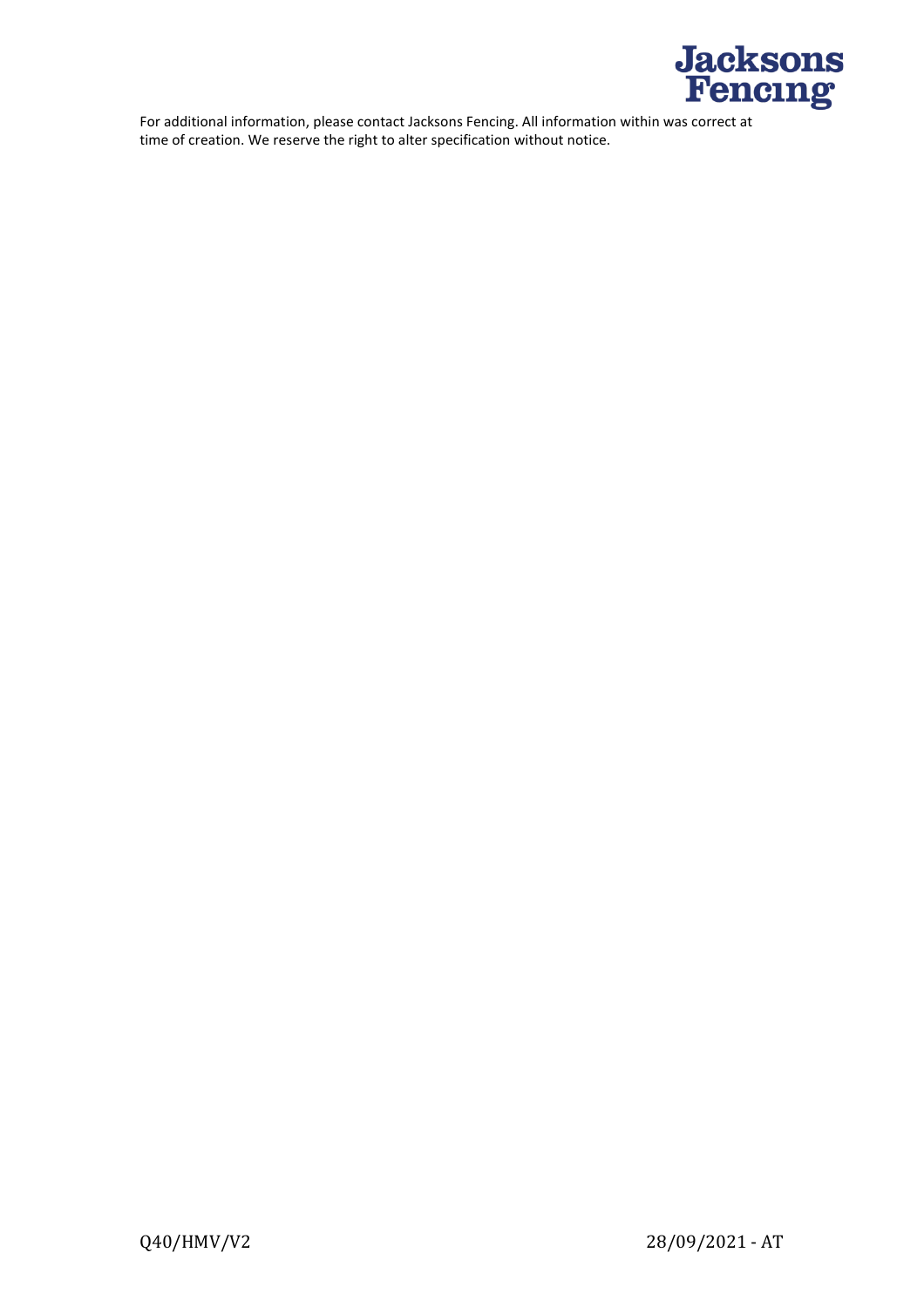For additional information, please contact Jacksons Fencing. All information within was correct at time of creation. We reserve the right to alter specification without notice.